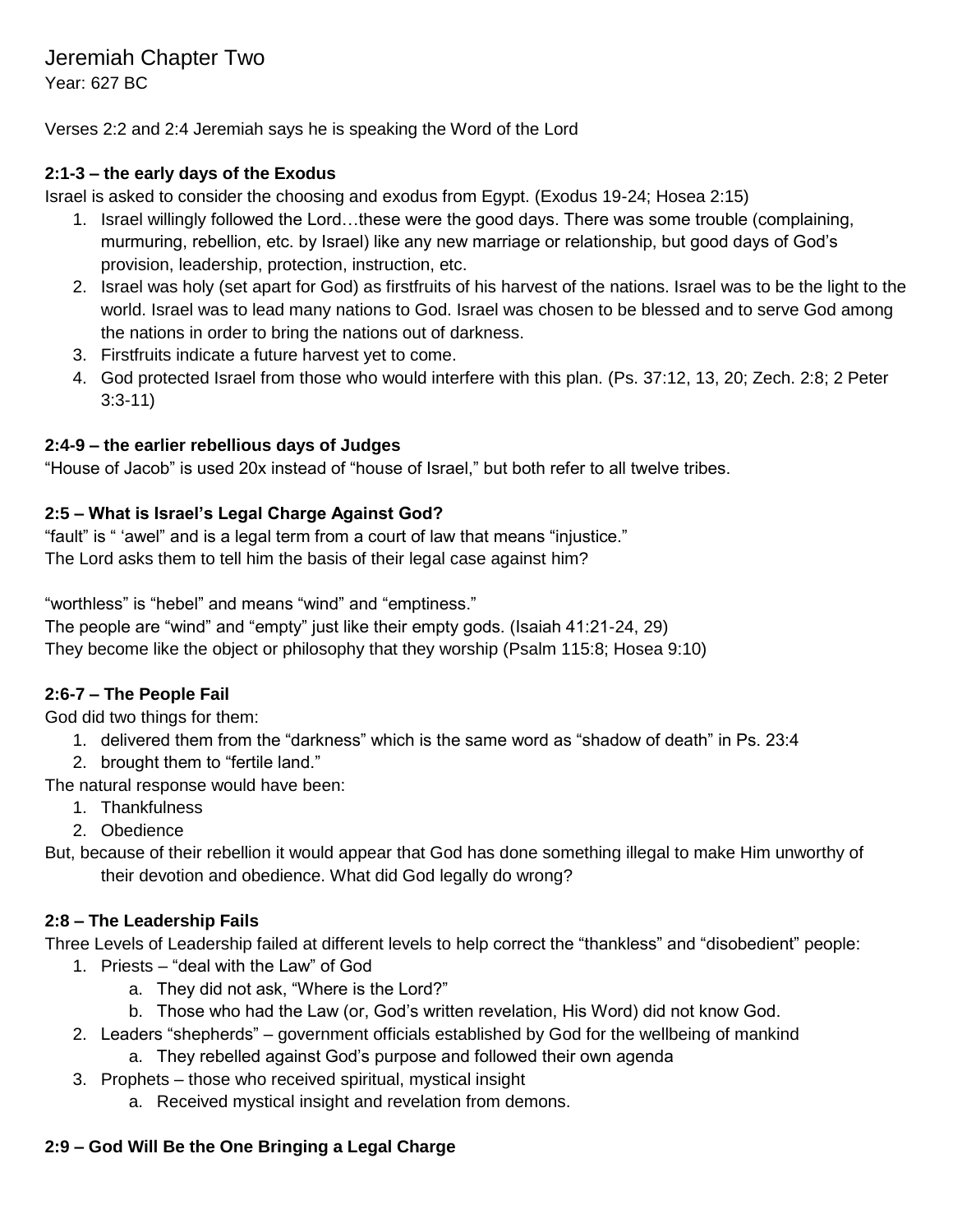# Jeremiah Chapter Two

Year: 627 BC

Verses 2:2 and 2:4 Jeremiah says he is speaking the Word of the Lord

**2:1-3 – the early days of the Exodus**

Israel is asked to consider the choosing and exodus from Egypt. (Exodus 19-24; Hosea 2:15)

1. Israel willingly followed the Lord…these were the good days. There was some trouble (complaining, murmuring, rebellion, etc. by Israel) like any new marriage or relationship, but good days of God's provision, leadership, protection, instruction, etc.
2. Israel was holy (set apart for God) as firstfruits of his harvest of the nations. Israel was to be the light to the world. Israel was to lead many nations to God. Israel was chosen to be blessed and to serve God among the nations in order to bring the nations out of darkness.
3. Firstfruits indicate a future harvest yet to come.
4. God protected Israel from those who would interfere with this plan. (Ps. 37:12, 13, 20; Zech. 2:8; 2 Peter 3:3-11)

**2:4-9 – the earlier rebellious days of Judges**

"House of Jacob" is used 20x instead of "house of Israel," but both refer to all twelve tribes.

**2:5 – What is Israel's Legal Charge Against God?**

"fault" is " 'awel" and is a legal term from a court of law that means "injustice."
The Lord asks them to tell him the basis of their legal case against him?

"worthless" is "hebel" and means "wind" and "emptiness."
The people are "wind" and "empty" just like their empty gods. (Isaiah 41:21-24, 29)
They become like the object or philosophy that they worship (Psalm 115:8; Hosea 9:10)

**2:6-7 – The People Fail**

God did two things for them:

1. delivered them from the "darkness" which is the same word as "shadow of death" in Ps. 23:4
2. brought them to "fertile land."

The natural response would have been:

1. Thankfulness
2. Obedience

But, because of their rebellion it would appear that God has done something illegal to make Him unworthy of their devotion and obedience. What did God legally do wrong?

**2:8 – The Leadership Fails**

Three Levels of Leadership failed at different levels to help correct the "thankless" and "disobedient" people:

1. Priests – "deal with the Law" of God
   a. They did not ask, "Where is the Lord?"
   b. Those who had the Law (or, God's written revelation, His Word) did not know God.
2. Leaders "shepherds" – government officials established by God for the wellbeing of mankind
   a. They rebelled against God's purpose and followed their own agenda
3. Prophets – those who received spiritual, mystical insight
   a. Received mystical insight and revelation from demons.

**2:9 – God Will Be the One Bringing a Legal Charge**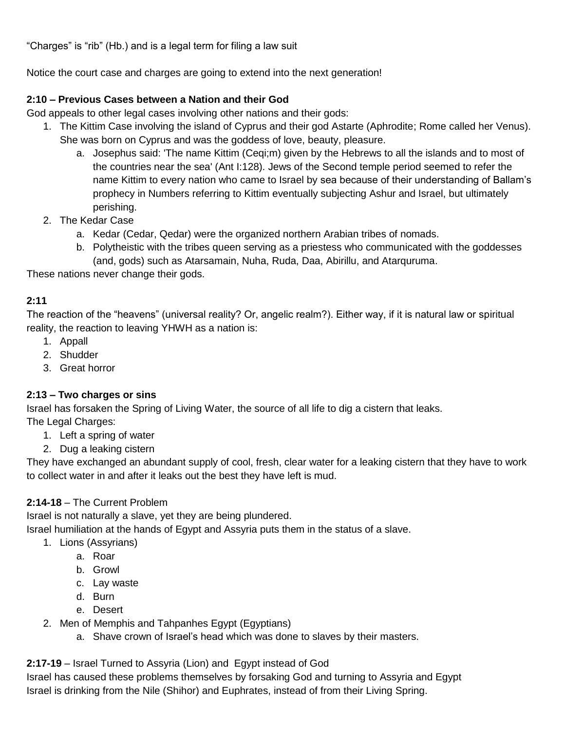"Charges" is "rib" (Hb.) and is a legal term for filing a law suit

Notice the court case and charges are going to extend into the next generation!

**2:10 – Previous Cases between a Nation and their God**

God appeals to other legal cases involving other nations and their gods:

1. The Kittim Case involving the island of Cyprus and their god Astarte (Aphrodite; Rome called her Venus). She was born on Cyprus and was the goddess of love, beauty, pleasure.
    a. Josephus said: 'The name Kittim (Ceqi;m) given by the Hebrews to all the islands and to most of the countries near the sea' (Ant I:128). Jews of the Second temple period seemed to refer the name Kittim to every nation who came to Israel by sea because of their understanding of Ballam's prophecy in Numbers referring to Kittim eventually subjecting Ashur and Israel, but ultimately perishing.
2. The Kedar Case
    a. Kedar (Cedar, Qedar) were the organized northern Arabian tribes of nomads.
    b. Polytheistic with the tribes queen serving as a priestess who communicated with the goddesses (and, gods) such as Atarsamain, Nuha, Ruda, Daa, Abirillu, and Atarquruma.

These nations never change their gods.

**2:11**

The reaction of the "heavens" (universal reality? Or, angelic realm?). Either way, if it is natural law or spiritual reality, the reaction to leaving YHWH as a nation is:

1. Appall
2. Shudder
3. Great horror

**2:13 – Two charges or sins**

Israel has forsaken the Spring of Living Water, the source of all life to dig a cistern that leaks.

The Legal Charges:

1. Left a spring of water
2. Dug a leaking cistern

They have exchanged an abundant supply of cool, fresh, clear water for a leaking cistern that they have to work to collect water in and after it leaks out the best they have left is mud.

**2:14-18** – The Current Problem

Israel is not naturally a slave, yet they are being plundered.

Israel humiliation at the hands of Egypt and Assyria puts them in the status of a slave.

1. Lions (Assyrians)
    a. Roar
    b. Growl
    c. Lay waste
    d. Burn
    e. Desert
2. Men of Memphis and Tahpanhes Egypt (Egyptians)
    a. Shave crown of Israel's head which was done to slaves by their masters.

**2:17-19** – Israel Turned to Assyria (Lion) and Egypt instead of God

Israel has caused these problems themselves by forsaking God and turning to Assyria and Egypt

Israel is drinking from the Nile (Shihor) and Euphrates, instead of from their Living Spring.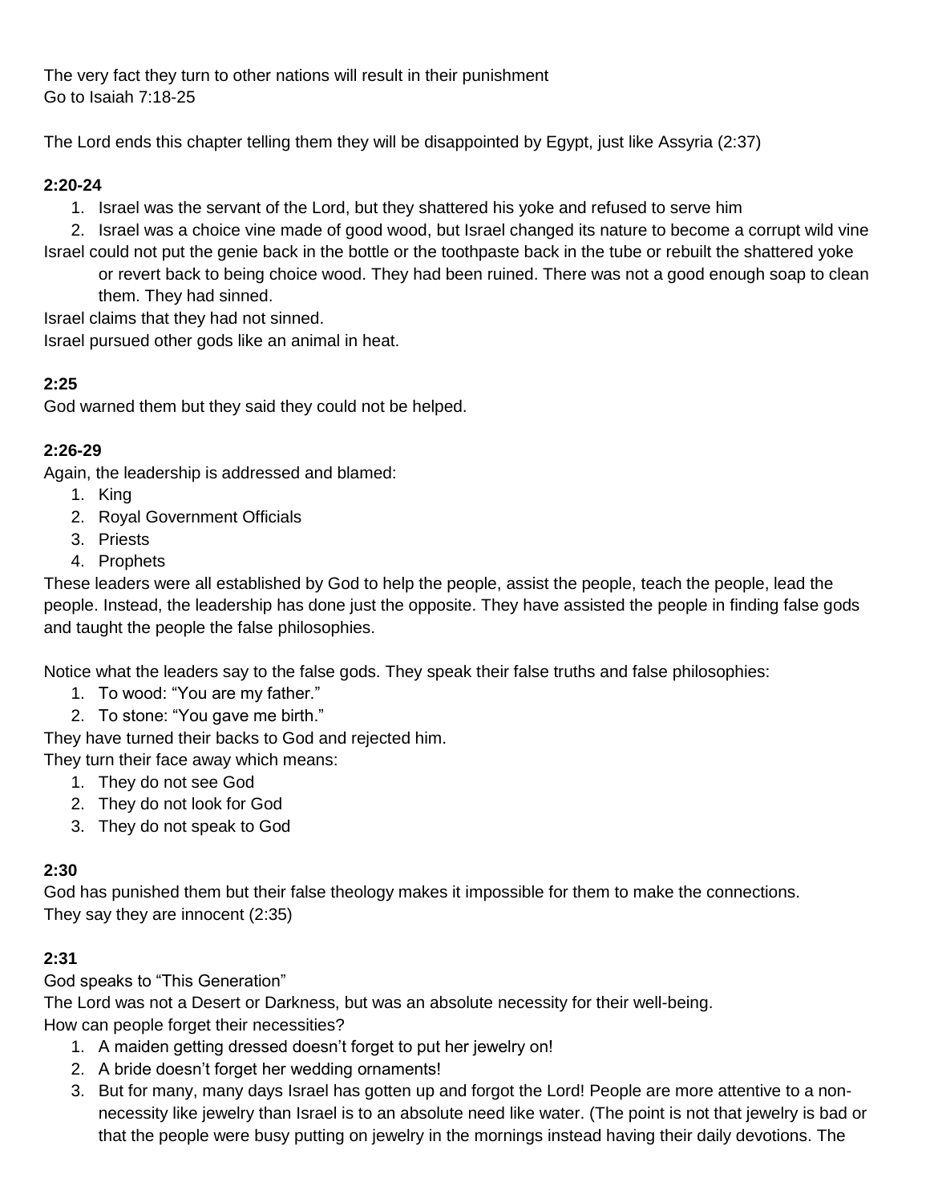The very fact they turn to other nations will result in their punishment
Go to Isaiah 7:18-25

The Lord ends this chapter telling them they will be disappointed by Egypt, just like Assyria (2:37)

**2:20-24**

1. Israel was the servant of the Lord, but they shattered his yoke and refused to serve him
2. Israel was a choice vine made of good wood, but Israel changed its nature to become a corrupt wild vine

Israel could not put the genie back in the bottle or the toothpaste back in the tube or rebuilt the shattered yoke or revert back to being choice wood. They had been ruined. There was not a good enough soap to clean them. They had sinned.

Israel claims that they had not sinned.
Israel pursued other gods like an animal in heat.

**2:25**

God warned them but they said they could not be helped.

**2:26-29**

Again, the leadership is addressed and blamed:

1. King
2. Royal Government Officials
3. Priests
4. Prophets

These leaders were all established by God to help the people, assist the people, teach the people, lead the people. Instead, the leadership has done just the opposite. They have assisted the people in finding false gods and taught the people the false philosophies.

Notice what the leaders say to the false gods. They speak their false truths and false philosophies:

1. To wood: "You are my father."
2. To stone: "You gave me birth."

They have turned their backs to God and rejected him.
They turn their face away which means:

1. They do not see God
2. They do not look for God
3. They do not speak to God

**2:30**

God has punished them but their false theology makes it impossible for them to make the connections.
They say they are innocent (2:35)

**2:31**

God speaks to "This Generation"
The Lord was not a Desert or Darkness, but was an absolute necessity for their well-being.
How can people forget their necessities?

1. A maiden getting dressed doesn't forget to put her jewelry on!
2. A bride doesn't forget her wedding ornaments!
3. But for many, many days Israel has gotten up and forgot the Lord! People are more attentive to a non-necessity like jewelry than Israel is to an absolute need like water. (The point is not that jewelry is bad or that the people were busy putting on jewelry in the mornings instead having their daily devotions. The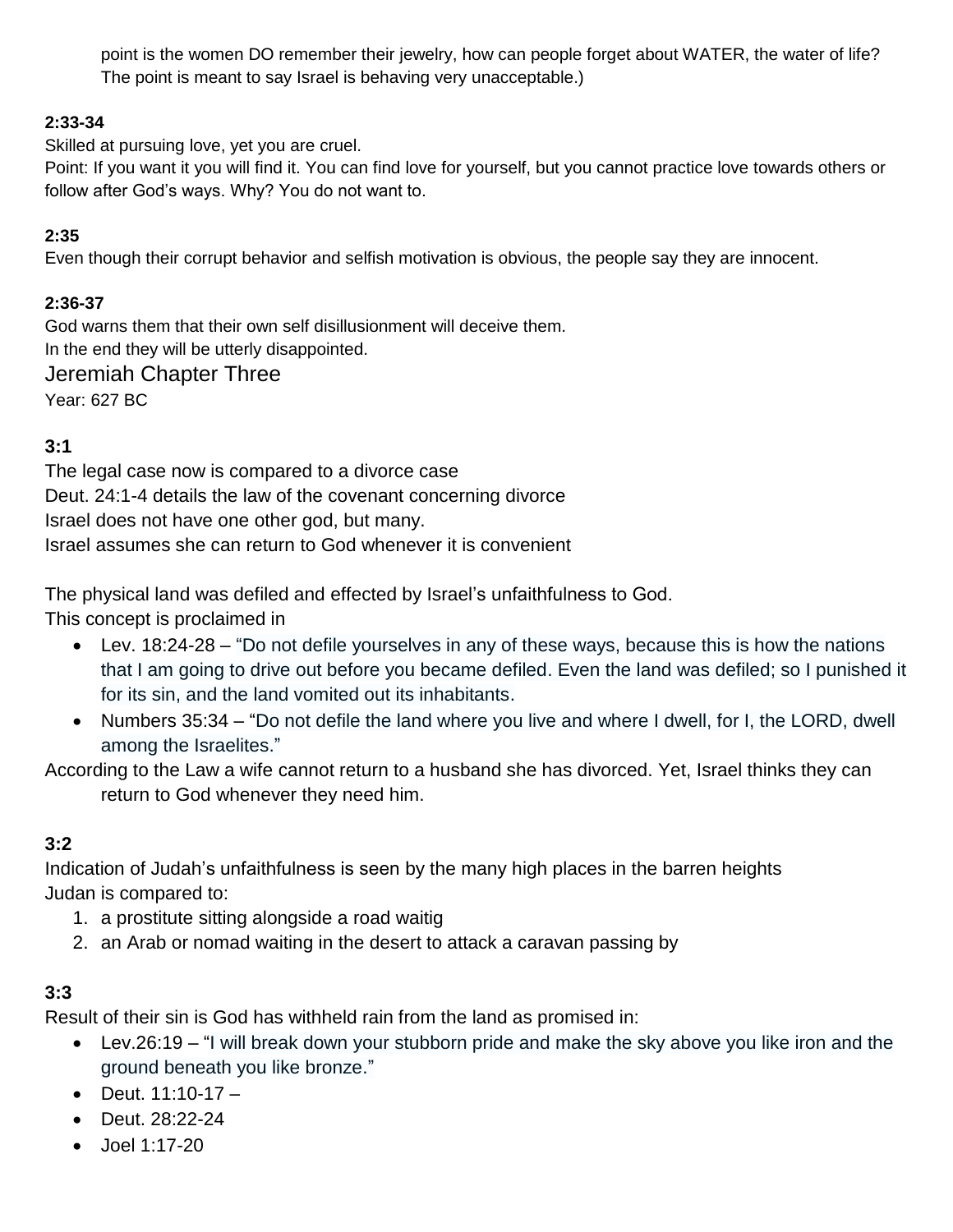point is the women DO remember their jewelry, how can people forget about WATER, the water of life? The point is meant to say Israel is behaving very unacceptable.)

**2:33-34**

Skilled at pursuing love, yet you are cruel.
Point: If you want it you will find it. You can find love for yourself, but you cannot practice love towards others or follow after God's ways. Why? You do not want to.

**2:35**

Even though their corrupt behavior and selfish motivation is obvious, the people say they are innocent.

**2:36-37**

God warns them that their own self disillusionment will deceive them.
In the end they will be utterly disappointed.

# Jeremiah Chapter Three

Year: 627 BC

**3:1**

The legal case now is compared to a divorce case
Deut. 24:1-4 details the law of the covenant concerning divorce
Israel does not have one other god, but many.
Israel assumes she can return to God whenever it is convenient

The physical land was defiled and effected by Israel's unfaithfulness to God.
This concept is proclaimed in

- Lev. 18:24-28 – "Do not defile yourselves in any of these ways, because this is how the nations that I am going to drive out before you became defiled. Even the land was defiled; so I punished it for its sin, and the land vomited out its inhabitants.
- Numbers 35:34 – "Do not defile the land where you live and where I dwell, for I, the LORD, dwell among the Israelites."

According to the Law a wife cannot return to a husband she has divorced. Yet, Israel thinks they can return to God whenever they need him.

**3:2**

Indication of Judah's unfaithfulness is seen by the many high places in the barren heights
Judan is compared to:

1. a prostitute sitting alongside a road waitig
2. an Arab or nomad waiting in the desert to attack a caravan passing by

**3:3**

Result of their sin is God has withheld rain from the land as promised in:

- Lev.26:19 – "I will break down your stubborn pride and make the sky above you like iron and the ground beneath you like bronze."
- Deut. 11:10-17 –
- Deut. 28:22-24
- Joel 1:17-20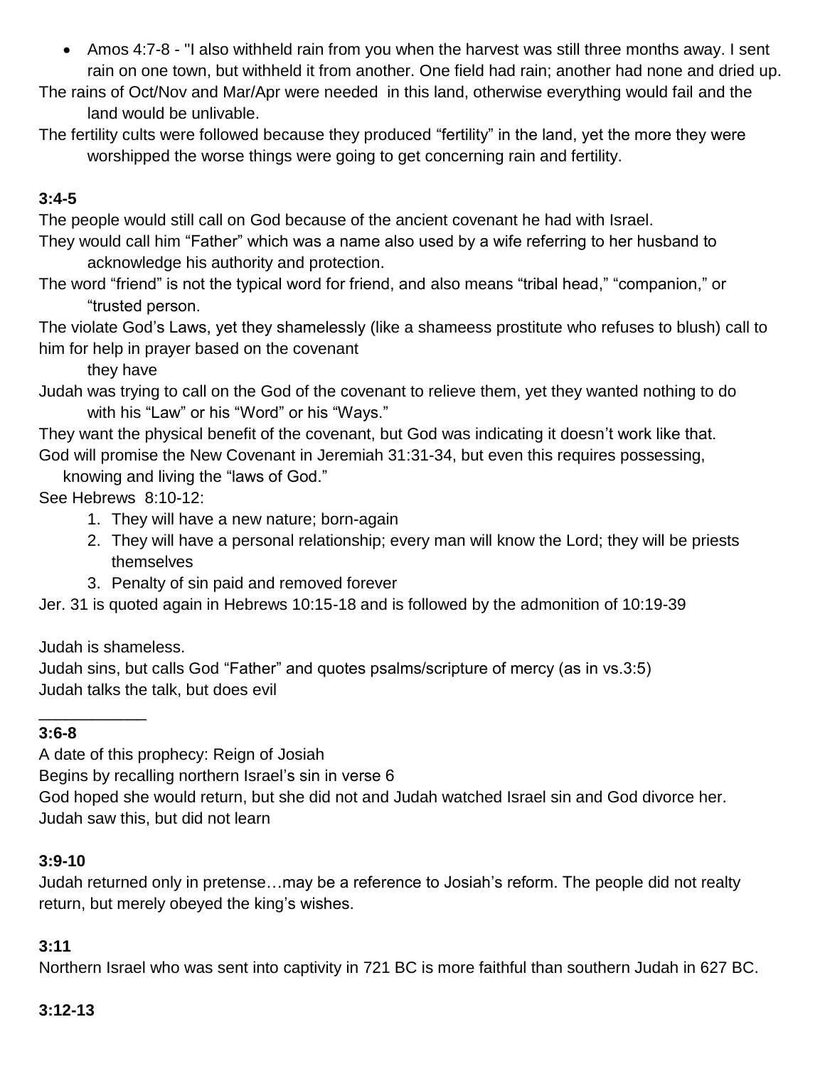- Amos 4:7-8 - "I also withheld rain from you when the harvest was still three months away. I sent rain on one town, but withheld it from another. One field had rain; another had none and dried up.

The rains of Oct/Nov and Mar/Apr were needed in this land, otherwise everything would fail and the land would be unlivable.

The fertility cults were followed because they produced "fertility" in the land, yet the more they were worshipped the worse things were going to get concerning rain and fertility.

**3:4-5**

The people would still call on God because of the ancient covenant he had with Israel.

They would call him "Father" which was a name also used by a wife referring to her husband to acknowledge his authority and protection.

The word "friend" is not the typical word for friend, and also means "tribal head," "companion," or "trusted person.

The violate God's Laws, yet they shamelessly (like a shameess prostitute who refuses to blush) call to him for help in prayer based on the covenant they have

Judah was trying to call on the God of the covenant to relieve them, yet they wanted nothing to do with his "Law" or his "Word" or his "Ways."

They want the physical benefit of the covenant, but God was indicating it doesn't work like that.

God will promise the New Covenant in Jeremiah 31:31-34, but even this requires possessing, knowing and living the "laws of God."

See Hebrews 8:10-12:

1. They will have a new nature; born-again
2. They will have a personal relationship; every man will know the Lord; they will be priests themselves
3. Penalty of sin paid and removed forever

Jer. 31 is quoted again in Hebrews 10:15-18 and is followed by the admonition of 10:19-39

Judah is shameless.

Judah sins, but calls God "Father" and quotes psalms/scripture of mercy (as in vs.3:5)

Judah talks the talk, but does evil

____________

**3:6-8**

A date of this prophecy: Reign of Josiah

Begins by recalling northern Israel's sin in verse 6

God hoped she would return, but she did not and Judah watched Israel sin and God divorce her.

Judah saw this, but did not learn

**3:9-10**

Judah returned only in pretense…may be a reference to Josiah's reform. The people did not realty return, but merely obeyed the king's wishes.

**3:11**

Northern Israel who was sent into captivity in 721 BC is more faithful than southern Judah in 627 BC.

**3:12-13**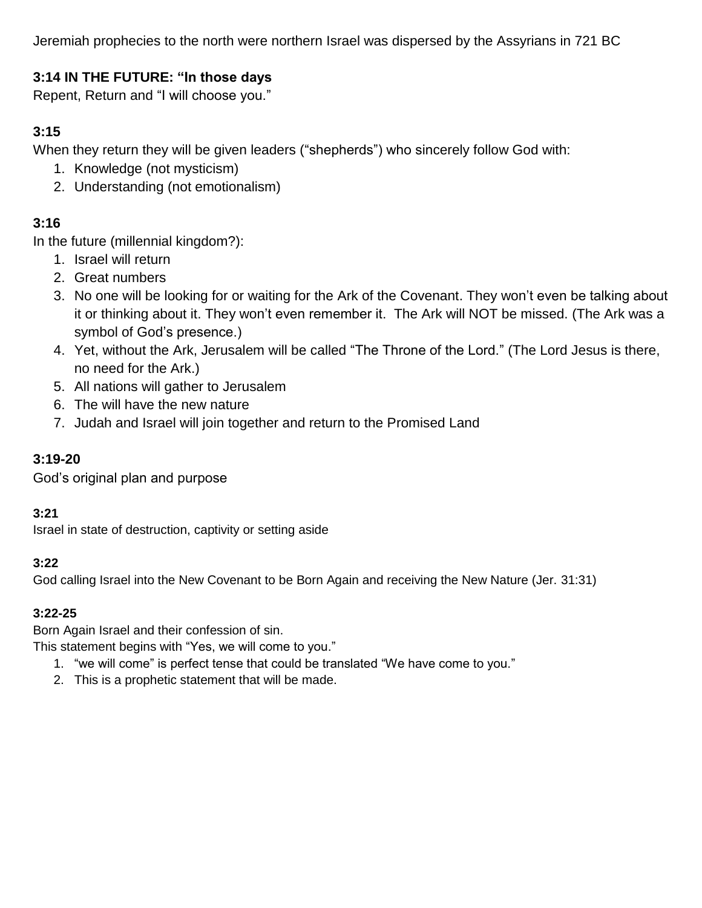Jeremiah prophecies to the north were northern Israel was dispersed by the Assyrians in 721 BC

**3:14 IN THE FUTURE: "In those days**

Repent, Return and "I will choose you."

**3:15**

When they return they will be given leaders ("shepherds") who sincerely follow God with:

1. Knowledge (not mysticism)
2. Understanding (not emotionalism)

**3:16**

In the future (millennial kingdom?):

1. Israel will return
2. Great numbers
3. No one will be looking for or waiting for the Ark of the Covenant. They won't even be talking about it or thinking about it. They won't even remember it. The Ark will NOT be missed. (The Ark was a symbol of God's presence.)
4. Yet, without the Ark, Jerusalem will be called "The Throne of the Lord." (The Lord Jesus is there, no need for the Ark.)
5. All nations will gather to Jerusalem
6. The will have the new nature
7. Judah and Israel will join together and return to the Promised Land

**3:19-20**

God's original plan and purpose

**3:21**

Israel in state of destruction, captivity or setting aside

**3:22**

God calling Israel into the New Covenant to be Born Again and receiving the New Nature (Jer. 31:31)

**3:22-25**

Born Again Israel and their confession of sin.

This statement begins with "Yes, we will come to you."

1. "we will come" is perfect tense that could be translated "We have come to you."
2. This is a prophetic statement that will be made.